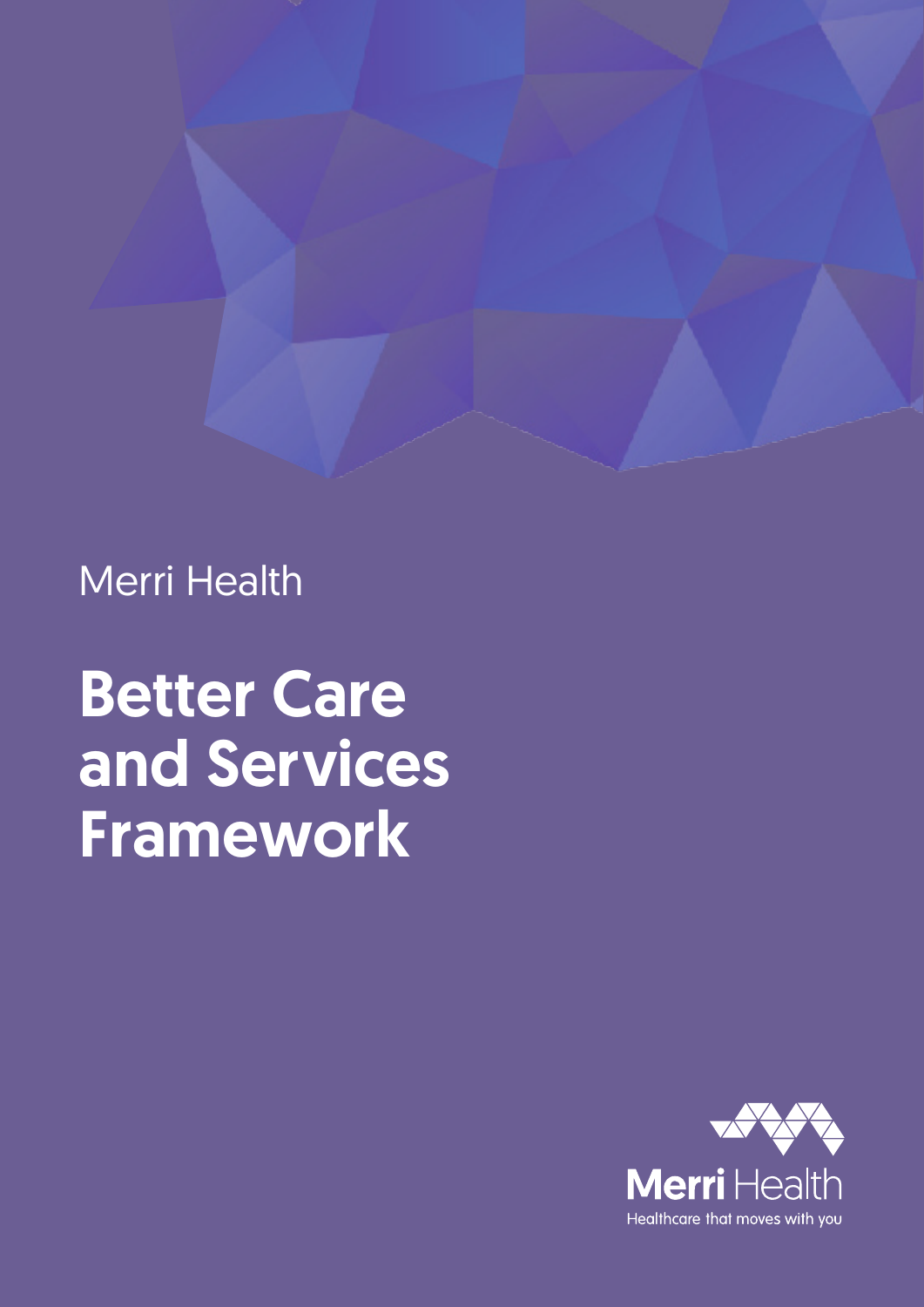Merri Health

# Better Care and Services Framework

Merri Health

Healthcare that moves with you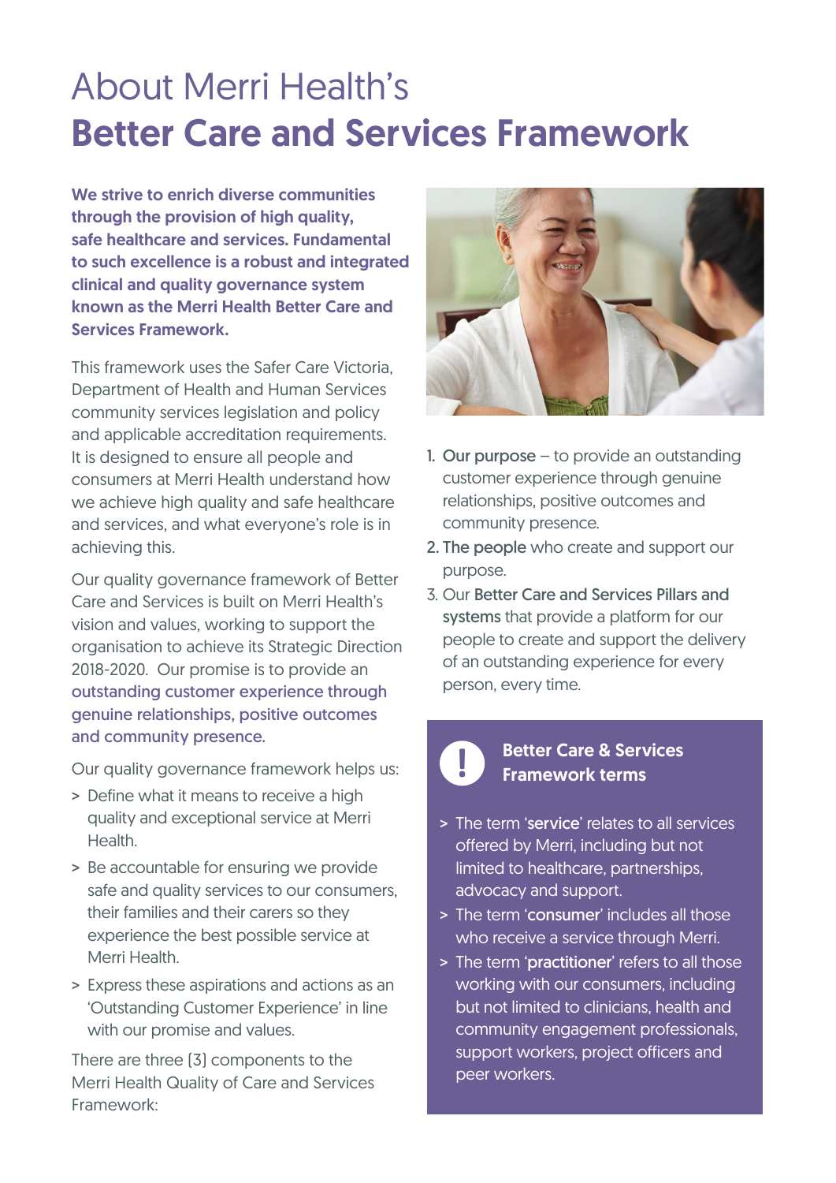# About Merri Health's **Better Care and Services Framework**

**We strive to enrich diverse communities through the provision of high quality, safe healthcare and services. Fundamental to such excellence is a robust and integrated clinical and quality governance system known as the Merri Health Better Care and Services Framework.**

This framework uses the Safer Care Victoria, Department of Health and Human Services community services legislation and policy and applicable accreditation requirements. It is designed to ensure all people and consumers at Merri Health understand how we achieve high quality and safe healthcare and services, and what everyone's role is in achieving this.

Our quality governance framework of Better Care and Services is built on Merri Health's vision and values, working to support the organisation to achieve its Strategic Direction 2018-2020. Our promise is to provide an outstanding customer experience through genuine relationships, positive outcomes and community presence.

Our quality governance framework helps us:

- Define what it means to receive a high quality and exceptional service at Merri Health.
- Be accountable for ensuring we provide safe and quality services to our consumers, their families and their carers so they experience the best possible service at Merri Health.
- Express these aspirations and actions as an 'Outstanding Customer Experience' in line with our promise and values.

There are three (3) components to the Merri Health Quality of Care and Services Framework:

1. **Our purpose** – to provide an outstanding customer experience through genuine relationships, positive outcomes and community presence.
2. **The people** who create and support our purpose.
3. Our **Better Care and Services Pillars and systems** that provide a platform for our people to create and support the delivery of an outstanding experience for every person, every time.

## Better Care & Services Framework terms

- The term '**service**' relates to all services offered by Merri, including but not limited to healthcare, partnerships, advocacy and support.
- The term '**consumer**' includes all those who receive a service through Merri.
- The term '**practitioner**' refers to all those working with our consumers, including but not limited to clinicians, health and community engagement professionals, support workers, project officers and peer workers.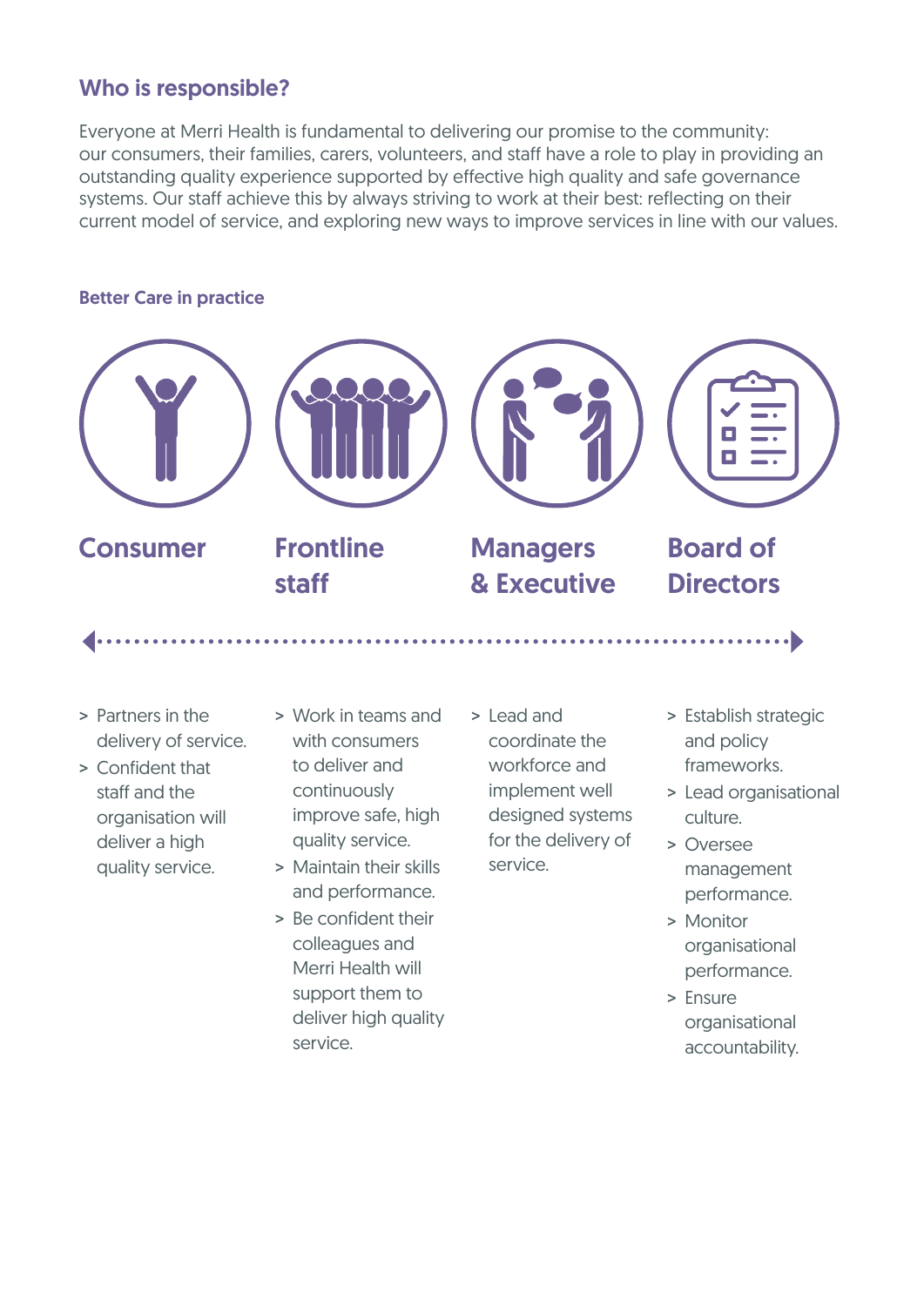## Who is responsible?

Everyone at Merri Health is fundamental to delivering our promise to the community: our consumers, their families, carers, volunteers, and staff have a role to play in providing an outstanding quality experience supported by effective high quality and safe governance systems. Our staff achieve this by always striving to work at their best: reflecting on their current model of service, and exploring new ways to improve services in line with our values.

### Better Care in practice

#### Consumer

- Partners in the delivery of service.
- Confident that staff and the organisation will deliver a high quality service.

#### Frontline staff

- Work in teams and with consumers to deliver and continuously improve safe, high quality service.
- Maintain their skills and performance.
- Be confident their colleagues and Merri Health will support them to deliver high quality service.

#### Managers & Executive

- Lead and coordinate the workforce and implement well designed systems for the delivery of service.

#### Board of Directors

- Establish strategic and policy frameworks.
- Lead organisational culture.
- Oversee management performance.
- Monitor organisational performance.
- Ensure organisational accountability.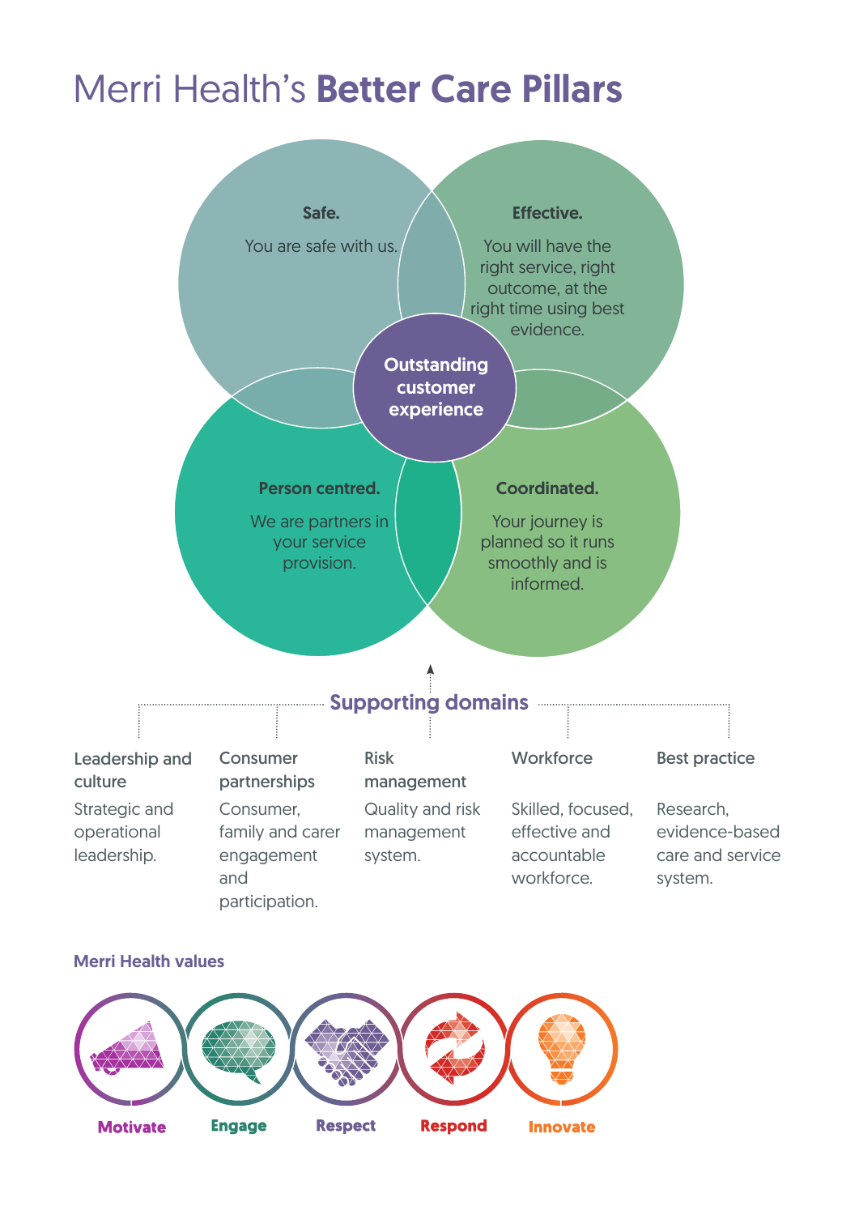# Merri Health's **Better Care Pillars**

**Safe.**

You are safe with us.

**Effective.**

You will have the right service, right outcome, at the right time using best evidence.

**Outstanding customer experience**

**Person centred.**

We are partners in your service provision.

**Coordinated.**

Your journey is planned so it runs smoothly and is informed.

## Supporting domains

**Leadership and culture**

Strategic and operational leadership.

**Consumer partnerships**

Consumer, family and carer engagement and participation.

**Risk management**

Quality and risk management system.

**Workforce**

Skilled, focused, effective and accountable workforce.

**Best practice**

Research, evidence-based care and service system.

### Merri Health values

**Motivate** **Engage** **Respect** **Respond** **Innovate**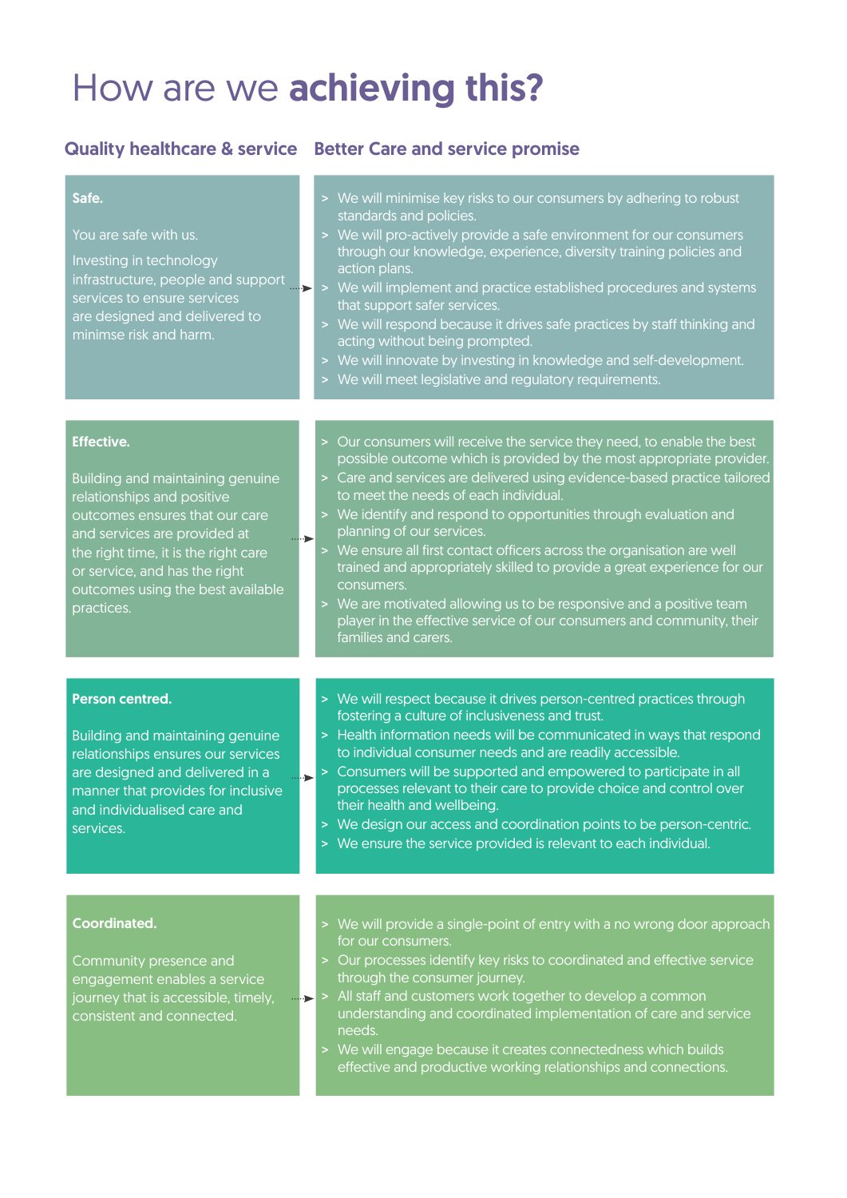# How are we **achieving this?**

| Quality healthcare & service | Better Care and service promise |
| --- | --- |
| **Safe.**<br><br>You are safe with us.<br><br>Investing in technology infrastructure, people and support services to ensure services are designed and delivered to minimse risk and harm. | > We will minimise key risks to our consumers by adhering to robust standards and policies.<br>> We will pro-actively provide a safe environment for our consumers through our knowledge, experience, diversity training policies and action plans.<br>> We will implement and practice established procedures and systems that support safer services.<br>> We will respond because it drives safe practices by staff thinking and acting without being prompted.<br>> We will innovate by investing in knowledge and self-development.<br>> We will meet legislative and regulatory requirements. |
| **Effective.**<br><br>Building and maintaining genuine relationships and positive outcomes ensures that our care and services are provided at the right time, it is the right care or service, and has the right outcomes using the best available practices. | > Our consumers will receive the service they need, to enable the best possible outcome which is provided by the most appropriate provider.<br>> Care and services are delivered using evidence-based practice tailored to meet the needs of each individual.<br>> We identify and respond to opportunities through evaluation and planning of our services.<br>> We ensure all first contact officers across the organisation are well trained and appropriately skilled to provide a great experience for our consumers.<br>> We are motivated allowing us to be responsive and a positive team player in the effective service of our consumers and community, their families and carers. |
| **Person centred.**<br><br>Building and maintaining genuine relationships ensures our services are designed and delivered in a manner that provides for inclusive and individualised care and services. | > We will respect because it drives person-centred practices through fostering a culture of inclusiveness and trust.<br>> Health information needs will be communicated in ways that respond to individual consumer needs and are readily accessible.<br>> Consumers will be supported and empowered to participate in all processes relevant to their care to provide choice and control over their health and wellbeing.<br>> We design our access and coordination points to be person-centric.<br>> We ensure the service provided is relevant to each individual. |
| **Coordinated.**<br><br>Community presence and engagement enables a service journey that is accessible, timely, consistent and connected. | > We will provide a single-point of entry with a no wrong door approach for our consumers.<br>> Our processes identify key risks to coordinated and effective service through the consumer journey.<br>> All staff and customers work together to develop a common understanding and coordinated implementation of care and service needs.<br>> We will engage because it creates connectedness which builds effective and productive working relationships and connections. |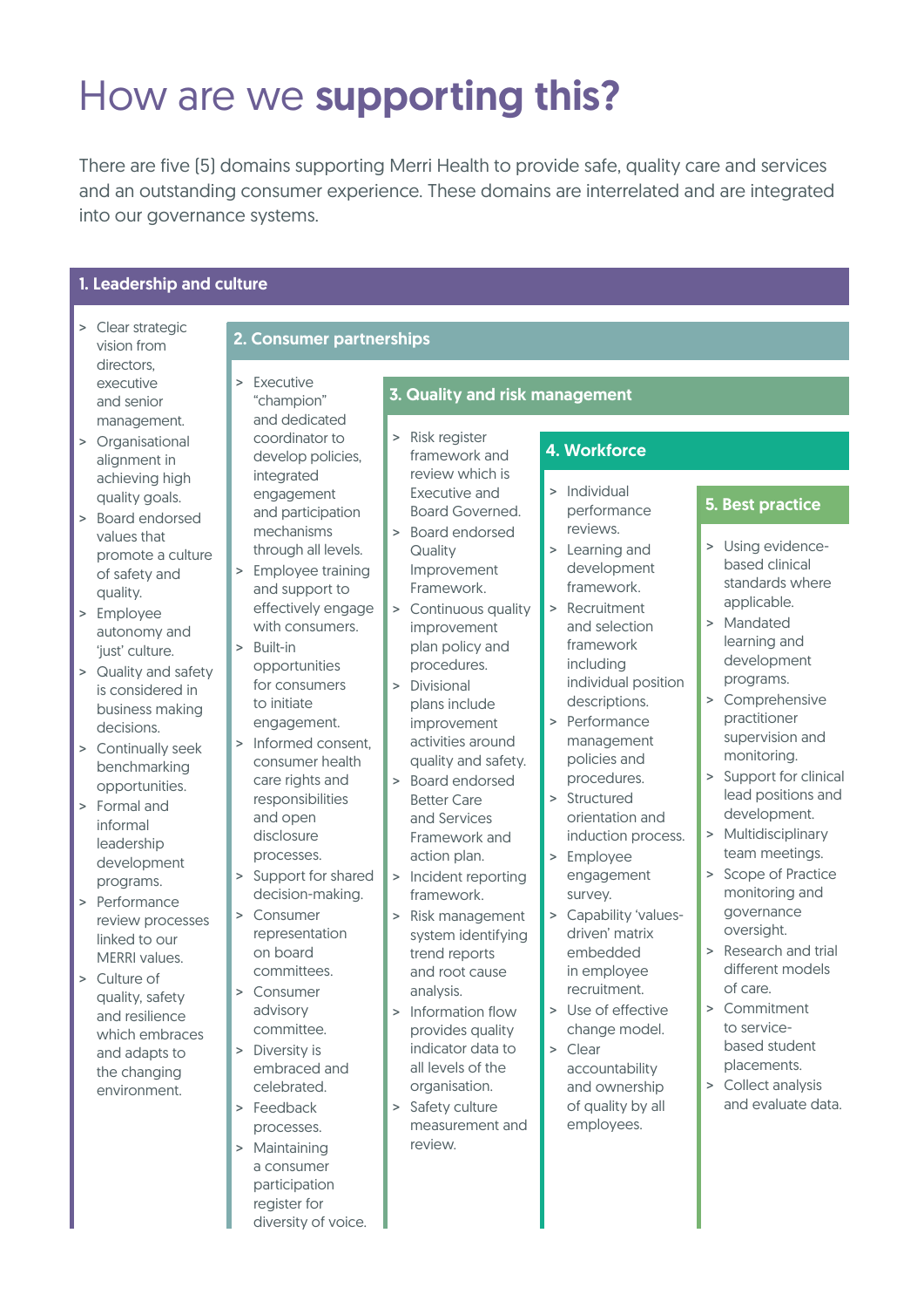# How are we **supporting this?**

There are five (5) domains supporting Merri Health to provide safe, quality care and services and an outstanding consumer experience. These domains are interrelated and are integrated into our governance systems.

## 1. Leadership and culture

- Clear strategic vision from directors, executive and senior management.
- Organisational alignment in achieving high quality goals.
- Board endorsed values that promote a culture of safety and quality.
- Employee autonomy and 'just' culture.
- Quality and safety is considered in business making decisions.
- Continually seek benchmarking opportunities.
- Formal and informal leadership development programs.
- Performance review processes linked to our MERRI values.
- Culture of quality, safety and resilience which embraces and adapts to the changing environment.

## 2. Consumer partnerships

- Executive "champion" and dedicated coordinator to develop policies, integrated engagement and participation mechanisms through all levels.
- Employee training and support to effectively engage with consumers.
- Built-in opportunities for consumers to initiate engagement.
- Informed consent, consumer health care rights and responsibilities and open disclosure processes.
- Support for shared decision-making.
- Consumer representation on board committees.
- Consumer advisory committee.
- Diversity is embraced and celebrated.
- Feedback processes.
- Maintaining a consumer participation register for diversity of voice.

## 3. Quality and risk management

- Risk register framework and review which is Executive and Board Governed.
- Board endorsed Quality Improvement Framework.
- Continuous quality improvement plan policy and procedures.
- Divisional plans include improvement activities around quality and safety.
- Board endorsed Better Care and Services Framework and action plan.
- Incident reporting framework.
- Risk management system identifying trend reports and root cause analysis.
- Information flow provides quality indicator data to all levels of the organisation.
- Safety culture measurement and review.

## 4. Workforce

- Individual performance reviews.
- Learning and development framework.
- Recruitment and selection framework including individual position descriptions.
- Performance management policies and procedures.
- Structured orientation and induction process.
- Employee engagement survey.
- Capability 'values-driven' matrix embedded in employee recruitment.
- Use of effective change model.
- Clear accountability and ownership of quality by all employees.

## 5. Best practice

- Using evidence-based clinical standards where applicable.
- Mandated learning and development programs.
- Comprehensive practitioner supervision and monitoring.
- Support for clinical lead positions and development.
- Multidisciplinary team meetings.
- Scope of Practice monitoring and governance oversight.
- Research and trial different models of care.
- Commitment to service-based student placements.
- Collect analysis and evaluate data.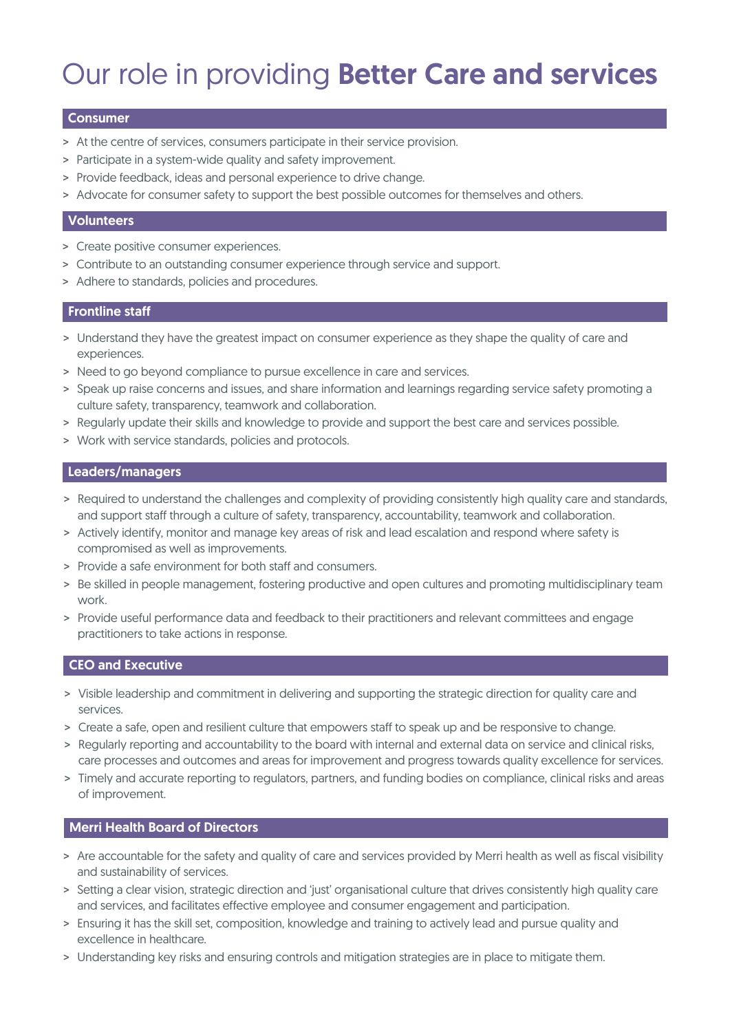# Our role in providing **Better Care and services**

## Consumer

- At the centre of services, consumers participate in their service provision.
- Participate in a system-wide quality and safety improvement.
- Provide feedback, ideas and personal experience to drive change.
- Advocate for consumer safety to support the best possible outcomes for themselves and others.

## Volunteers

- Create positive consumer experiences.
- Contribute to an outstanding consumer experience through service and support.
- Adhere to standards, policies and procedures.

## Frontline staff

- Understand they have the greatest impact on consumer experience as they shape the quality of care and experiences.
- Need to go beyond compliance to pursue excellence in care and services.
- Speak up raise concerns and issues, and share information and learnings regarding service safety promoting a culture safety, transparency, teamwork and collaboration.
- Regularly update their skills and knowledge to provide and support the best care and services possible.
- Work with service standards, policies and protocols.

## Leaders/managers

- Required to understand the challenges and complexity of providing consistently high quality care and standards, and support staff through a culture of safety, transparency, accountability, teamwork and collaboration.
- Actively identify, monitor and manage key areas of risk and lead escalation and respond where safety is compromised as well as improvements.
- Provide a safe environment for both staff and consumers.
- Be skilled in people management, fostering productive and open cultures and promoting multidisciplinary team work.
- Provide useful performance data and feedback to their practitioners and relevant committees and engage practitioners to take actions in response.

## CEO and Executive

- Visible leadership and commitment in delivering and supporting the strategic direction for quality care and services.
- Create a safe, open and resilient culture that empowers staff to speak up and be responsive to change.
- Regularly reporting and accountability to the board with internal and external data on service and clinical risks, care processes and outcomes and areas for improvement and progress towards quality excellence for services.
- Timely and accurate reporting to regulators, partners, and funding bodies on compliance, clinical risks and areas of improvement.

## Merri Health Board of Directors

- Are accountable for the safety and quality of care and services provided by Merri health as well as fiscal visibility and sustainability of services.
- Setting a clear vision, strategic direction and 'just' organisational culture that drives consistently high quality care and services, and facilitates effective employee and consumer engagement and participation.
- Ensuring it has the skill set, composition, knowledge and training to actively lead and pursue quality and excellence in healthcare.
- Understanding key risks and ensuring controls and mitigation strategies are in place to mitigate them.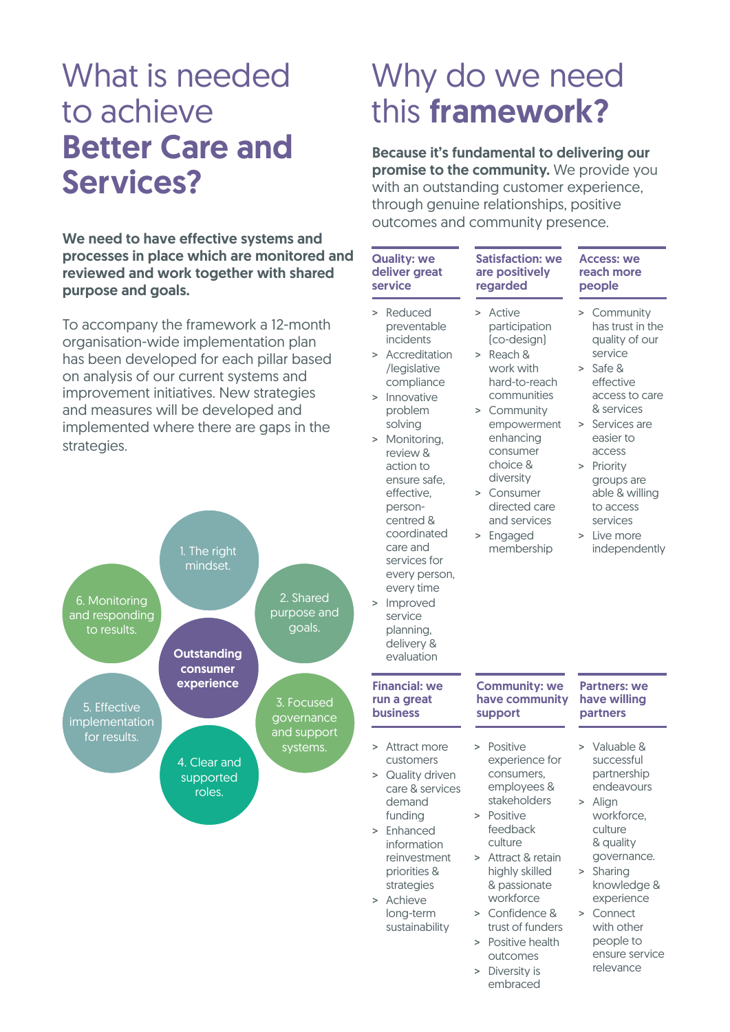# What is needed to achieve **Better Care and Services?**

**We need to have effective systems and processes in place which are monitored and reviewed and work together with shared purpose and goals.**

To accompany the framework a 12-month organisation-wide implementation plan has been developed for each pillar based on analysis of our current systems and improvement initiatives. New strategies and measures will be developed and implemented where there are gaps in the strategies.

Outstanding consumer experience

1. The right mindset.
2. Shared purpose and goals.
3. Focused governance and support systems.
4. Clear and supported roles.
5. Effective implementation for results.
6. Monitoring and responding to results.

# Why do we need this **framework?**

**Because it's fundamental to delivering our promise to the community.** We provide you with an outstanding customer experience, through genuine relationships, positive outcomes and community presence.

### Quality: we deliver great service

- Reduced preventable incidents
- Accreditation /legislative compliance
- Innovative problem solving
- Monitoring, review & action to ensure safe, effective, person-centred & coordinated care and services for every person, every time
- Improved service planning, delivery & evaluation

### Satisfaction: we are positively regarded

- Active participation (co-design)
- Reach & work with hard-to-reach communities
- Community empowerment enhancing consumer choice & diversity
- Consumer directed care and services
- Engaged membership

### Access: we reach more people

- Community has trust in the quality of our service
- Safe & effective access to care & services
- Services are easier to access
- Priority groups are able & willing to access services
- Live more independently

### Financial: we run a great business

- Attract more customers
- Quality driven care & services demand funding
- Enhanced information reinvestment priorities & strategies
- Achieve long-term sustainability

### Community: we have community support

- Positive experience for consumers, employees & stakeholders
- Positive feedback culture
- Attract & retain highly skilled & passionate workforce
- Confidence & trust of funders
- Positive health outcomes
- Diversity is embraced

### Partners: we have willing partners

- Valuable & successful partnership endeavours
- Align workforce, culture & quality governance.
- Sharing knowledge & experience
- Connect with other people to ensure service relevance